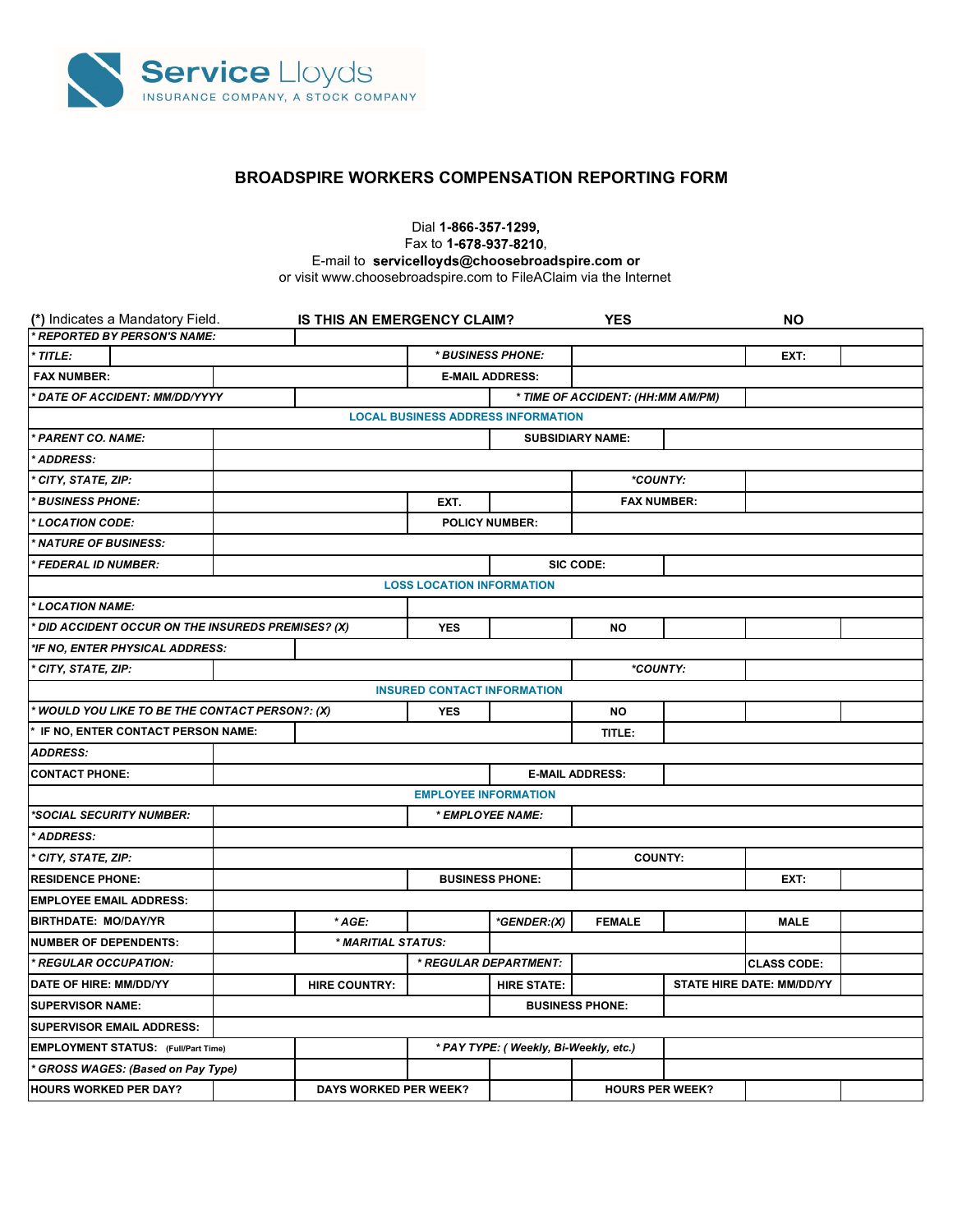Service Lloyds
INSURANCE COMPANY, A STOCK COMPANY

## BROADSPIRE WORKERS COMPENSATION REPORTING FORM

Dial **1-866-357-1299,**
Fax to **1-678-937-8210**,
E-mail to **servicelloyds@choosebroadspire.com or**
or visit www.choosebroadspire.com to FileAClaim via the Internet

(*) Indicates a Mandatory Field. **IS THIS AN EMERGENCY CLAIM?** **YES** **NO**

| | | | | | | | |
|---|---|---|---|---|---|---|---|
| * REPORTED BY PERSON'S NAME: | | | | | | | |
| * TITLE: | | | * BUSINESS PHONE: | | | EXT: | |
| FAX NUMBER: | | | E-MAIL ADDRESS: | | | | |
| * DATE OF ACCIDENT: MM/DD/YYYY | | | | * TIME OF ACCIDENT: (HH:MM AM/PM) | | | |
| **LOCAL BUSINESS ADDRESS INFORMATION** | | | | | | | |
| * PARENT CO. NAME: | | | | SUBSIDIARY NAME: | | | |
| * ADDRESS: | | | | | | | |
| * CITY, STATE, ZIP: | | | | | *COUNTY: | | |
| * BUSINESS PHONE: | | | EXT. | | FAX NUMBER: | | |
| * LOCATION CODE: | | | POLICY NUMBER: | | | | |
| * NATURE OF BUSINESS: | | | | | | | |
| * FEDERAL ID NUMBER: | | | | SIC CODE: | | | |
| **LOSS LOCATION INFORMATION** | | | | | | | |
| * LOCATION NAME: | | | | | | | |
| * DID ACCIDENT OCCUR ON THE INSUREDS PREMISES? (X) | | | YES | | NO | | |
| *IF NO, ENTER PHYSICAL ADDRESS: | | | | | | | |
| * CITY, STATE, ZIP: | | | | | *COUNTY: | | |
| **INSURED CONTACT INFORMATION** | | | | | | | |
| * WOULD YOU LIKE TO BE THE CONTACT PERSON?: (X) | | | YES | | NO | | |
| * IF NO, ENTER CONTACT PERSON NAME: | | | | | TITLE: | | |
| ADDRESS: | | | | | | | |
| CONTACT PHONE: | | | | E-MAIL ADDRESS: | | | |
| **EMPLOYEE INFORMATION** | | | | | | | |
| *SOCIAL SECURITY NUMBER: | | | * EMPLOYEE NAME: | | | | |
| * ADDRESS: | | | | | | | |
| * CITY, STATE, ZIP: | | | | | COUNTY: | | |
| RESIDENCE PHONE: | | | BUSINESS PHONE: | | | EXT: | |
| EMPLOYEE EMAIL ADDRESS: | | | | | | | |
| BIRTHDATE: MO/DAY/YR | | * AGE: | | *GENDER:(X) | FEMALE | | MALE |
| NUMBER OF DEPENDENTS: | | * MARITIAL STATUS: | | | | | |
| * REGULAR OCCUPATION: | | | * REGULAR DEPARTMENT: | | | CLASS CODE: | |
| DATE OF HIRE: MM/DD/YY | | HIRE COUNTRY: | | HIRE STATE: | | STATE HIRE DATE: MM/DD/YY | |
| SUPERVISOR NAME: | | | | BUSINESS PHONE: | | | |
| SUPERVISOR EMAIL ADDRESS: | | | | | | | |
| EMPLOYMENT STATUS: (Full/Part Time) | | | * PAY TYPE: ( Weekly, Bi-Weekly, etc.) | | | | |
| * GROSS WAGES: (Based on Pay Type) | | | | | | | |
| HOURS WORKED PER DAY? | | DAYS WORKED PER WEEK? | | | HOURS PER WEEK? | | |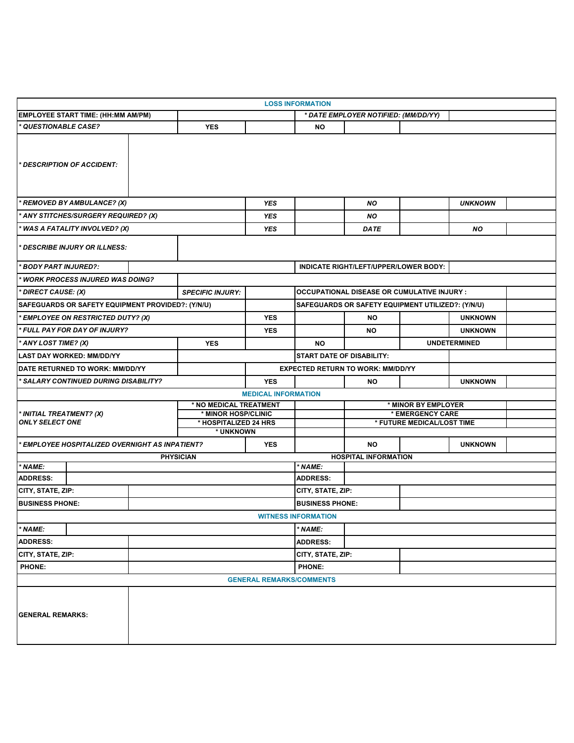## LOSS INFORMATION

| | | | | | | | |
|---|---|---|---|---|---|---|---|
| EMPLOYEE START TIME: (HH:MM AM/PM) | | | | * DATE EMPLOYER NOTIFIED: (MM/DD/YY) | | | |
| * QUESTIONABLE CASE? | | YES | | NO | | | |
| * DESCRIPTION OF ACCIDENT: | | | | | | | |
| * REMOVED BY AMBULANCE? (X) | | | YES | | NO | | UNKNOWN |
| * ANY STITCHES/SURGERY REQUIRED? (X) | | | YES | | NO | | |
| * WAS A FATALITY INVOLVED? (X) | | | YES | | DATE | | NO |
| * DESCRIBE INJURY OR ILLNESS: | | | | | | | |
| * BODY PART INJURED?: | | | | INDICATE RIGHT/LEFT/UPPER/LOWER BODY: | | | |
| * WORK PROCESS INJURED WAS DOING? | | | | | | | |
| * DIRECT CAUSE: (X) | | SPECIFIC INJURY: | | OCCUPATIONAL DISEASE OR CUMULATIVE INJURY : | | | |
| SAFEGUARDS OR SAFETY EQUIPMENT PROVIDED?: (Y/N/U) | | | | SAFEGUARDS OR SAFETY EQUIPMENT UTILIZED?: (Y/N/U) | | | |
| * EMPLOYEE ON RESTRICTED DUTY? (X) | | | YES | | NO | | UNKNOWN |
| * FULL PAY FOR DAY OF INJURY? | | | YES | | NO | | UNKNOWN |
| * ANY LOST TIME? (X) | | YES | | NO | | UNDETERMINED | |
| LAST DAY WORKED: MM/DD/YY | | | | START DATE OF DISABILITY: | | | |
| DATE RETURNED TO WORK: MM/DD/YY | | | EXPECTED RETURN TO WORK: MM/DD/YY | | | | |
| * SALARY CONTINUED DURING DISABILITY? | | | YES | | NO | | UNKNOWN |

## MEDICAL INFORMATION

| | | | | |
|---|---|---|---|---|
| * INITIAL TREATMENT? (X) ONLY SELECT ONE | * NO MEDICAL TREATMENT | | * MINOR BY EMPLOYER | |
| | * MINOR HOSP/CLINIC | | * EMERGENCY CARE | |
| | * HOSPITALIZED 24 HRS | | * FUTURE MEDICAL/LOST TIME | |
| | * UNKNOWN | | | |

| | | | | | |
|---|---|---|---|---|---|
| * EMPLOYEE HOSPITALIZED OVERNIGHT AS INPATIENT? | YES | | NO | | UNKNOWN |

| PHYSICIAN | | HOSPITAL INFORMATION | |
|---|---|---|---|
| * NAME: | | * NAME: | |
| ADDRESS: | | ADDRESS: | |
| CITY, STATE, ZIP: | | CITY, STATE, ZIP: | |
| BUSINESS PHONE: | | BUSINESS PHONE: | |

## WITNESS INFORMATION

| | | | |
|---|---|---|---|
| * NAME: | | * NAME: | |
| ADDRESS: | | ADDRESS: | |
| CITY, STATE, ZIP: | | CITY, STATE, ZIP: | |
| PHONE: | | PHONE: | |

## GENERAL REMARKS/COMMENTS

| | |
|---|---|
| GENERAL REMARKS: | |